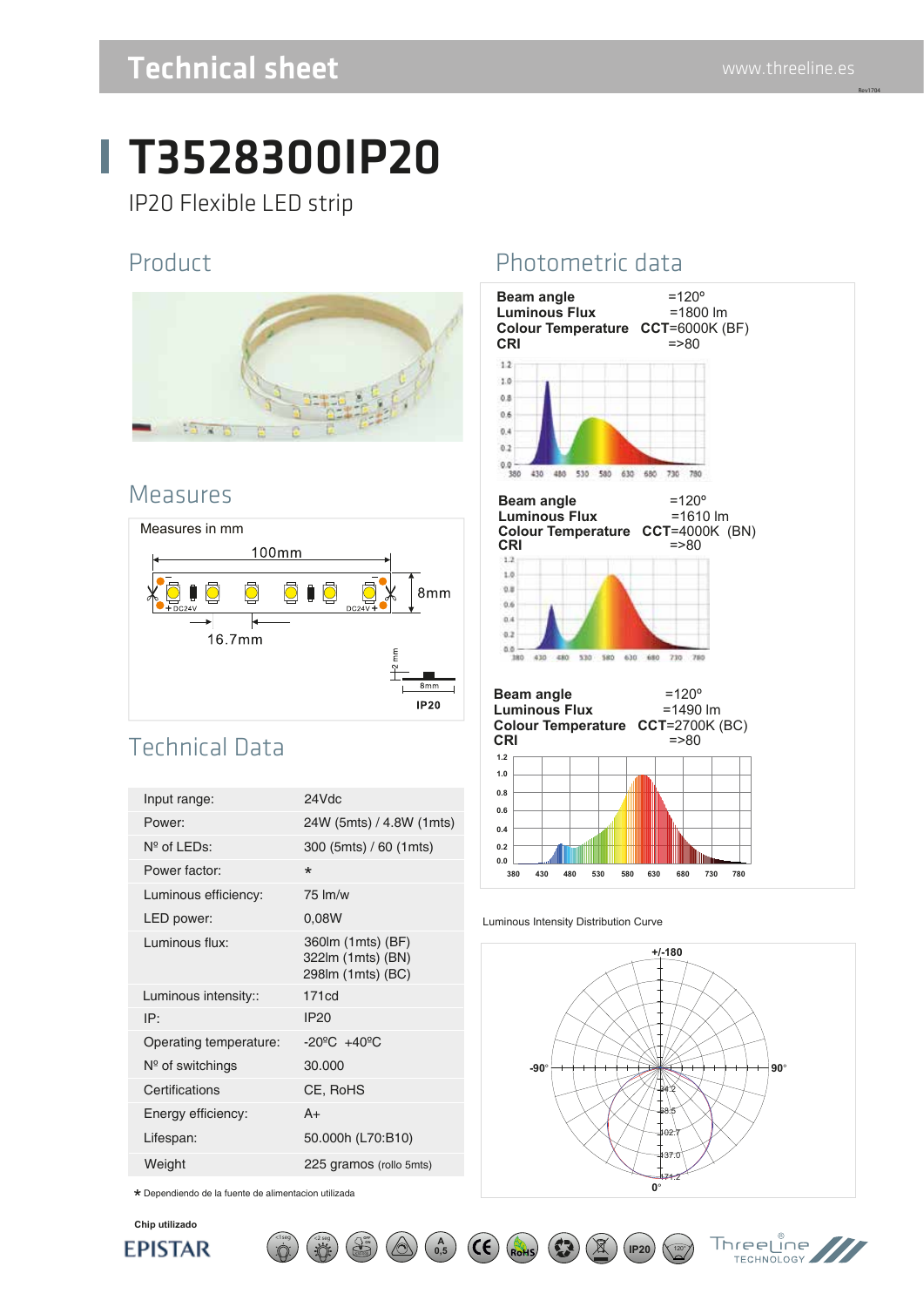# Technical sheet

www.threeline.es

# T3528300IP20

IP20 Flexible LED strip

## Product

## Measures

Measures in mm

100mm

8mm

16.7mm

IP20

## Technical Data

| | |
|---|---|
| Input range: | 24Vdc |
| Power: | 24W (5mts) / 4.8W (1mts) |
| Nº of LEDs: | 300 (5mts) / 60 (1mts) |
| Power factor: | * |
| Luminous efficiency: | 75 lm/w |
| LED power: | 0,08W |
| Luminous flux: | 360lm (1mts) (BF)<br>322lm (1mts) (BN)<br>298lm (1mts) (BC) |
| Luminous intensity:: | 171cd |
| IP: | IP20 |
| Operating temperature: | -20ºC +40ºC |
| Nº of switchings | 30.000 |
| Certifications | CE, RoHS |
| Energy efficiency: | A+ |
| Lifespan: | 50.000h (L70:B10) |
| Weight | 225 gramos (rollo 5mts) |

* Dependiendo de la fuente de alimentacion utilizada

## Photometric data

**Beam angle** =120º
**Luminous Flux** =1800 lm
**Colour Temperature** CCT=6000K (BF)
**CRI** =>80

**Beam angle** =120º
**Luminous Flux** =1610 lm
**Colour Temperature** CCT=4000K (BN)
**CRI** =>80

**Beam angle** =120º
**Luminous Flux** =1490 lm
**Colour Temperature** CCT=2700K (BC)
**CRI** =>80

Luminous Intensity Distribution Curve

Chip utilizado

EPISTAR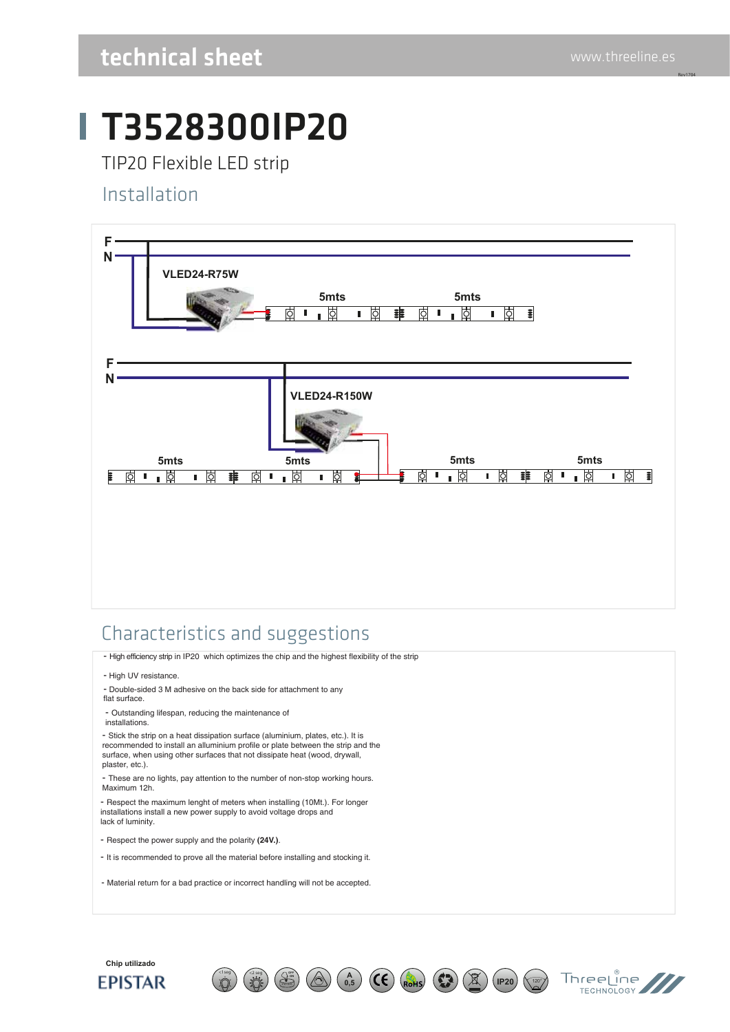# T3528300IP20

TIP20 Flexible LED strip

## Installation

F
N
VLED24-R75W
5mts
5mts

F
N
VLED24-R150W
5mts
5mts
5mts
5mts

## Characteristics and suggestions

- High efficiency strip in IP20 which optimizes the chip and the highest flexibility of the strip
- High UV resistance.
- Double-sided 3 M adhesive on the back side for attachment to any flat surface.
- Outstanding lifespan, reducing the maintenance of installations.
- Stick the strip on a heat dissipation surface (aluminium, plates, etc.). It is recommended to install an alluminium profile or plate between the strip and the surface, when using other surfaces that not dissipate heat (wood, drywall, plaster, etc.).
- These are no lights, pay attention to the number of non-stop working hours. Maximum 12h.
- Respect the maximum lenght of meters when installing (10Mt.). For longer installations install a new power supply to avoid voltage drops and lack of luminity.
- Respect the power supply and the polarity **(24V.)**.
- It is recommended to prove all the material before installing and stocking it.
- Material return for a bad practice or incorrect handling will not be accepted.

Chip utilizado

EPISTAR